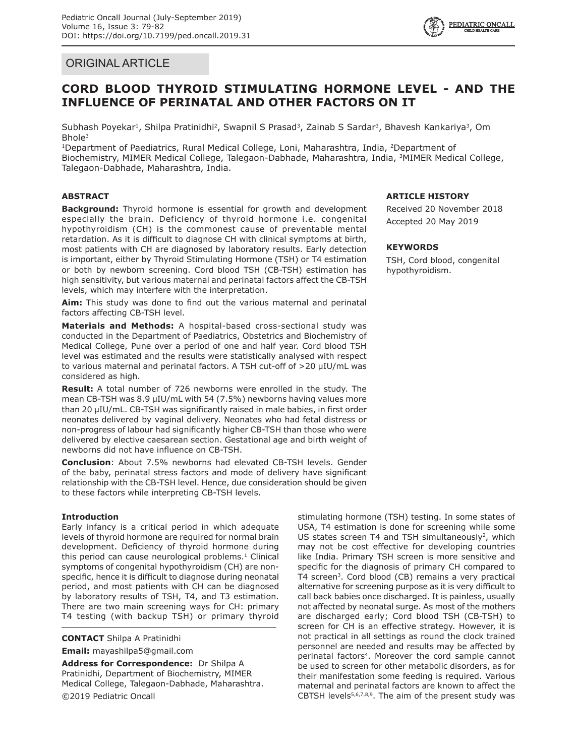ORIGINAL ARTICLE

# CORD BLOOD THYROID STIMULATING HORMONE LEVEL - AND THE INFLUENCE OF PERINATAL AND OTHER FACTORS ON IT

Subhash Poyekar[1], Shilpa Pratinidhi[2], Swapnil S Prasad[3], Zainab S Sardar[3], Bhavesh Kankariya[3], Om Bhole[3]

[1]Department of Paediatrics, Rural Medical College, Loni, Maharashtra, India, [2]Department of Biochemistry, MIMER Medical College, Talegaon-Dabhade, Maharashtra, India, [3]MIMER Medical College, Talegaon-Dabhade, Maharashtra, India.

### ABSTRACT

**Background:** Thyroid hormone is essential for growth and development especially the brain. Deficiency of thyroid hormone i.e. congenital hypothyroidism (CH) is the commonest cause of preventable mental retardation. As it is difficult to diagnose CH with clinical symptoms at birth, most patients with CH are diagnosed by laboratory results. Early detection is important, either by Thyroid Stimulating Hormone (TSH) or T4 estimation or both by newborn screening. Cord blood TSH (CB-TSH) estimation has high sensitivity, but various maternal and perinatal factors affect the CB-TSH levels, which may interfere with the interpretation.

**Aim:** This study was done to find out the various maternal and perinatal factors affecting CB-TSH level.

**Materials and Methods:** A hospital-based cross-sectional study was conducted in the Department of Paediatrics, Obstetrics and Biochemistry of Medical College, Pune over a period of one and half year. Cord blood TSH level was estimated and the results were statistically analysed with respect to various maternal and perinatal factors. A TSH cut-off of >20 µIU/mL was considered as high.

**Result:** A total number of 726 newborns were enrolled in the study. The mean CB-TSH was 8.9 µIU/mL with 54 (7.5%) newborns having values more than 20 µIU/mL. CB-TSH was significantly raised in male babies, in first order neonates delivered by vaginal delivery. Neonates who had fetal distress or non-progress of labour had significantly higher CB-TSH than those who were delivered by elective caesarean section. Gestational age and birth weight of newborns did not have influence on CB-TSH.

**Conclusion**: About 7.5% newborns had elevated CB-TSH levels. Gender of the baby, perinatal stress factors and mode of delivery have significant relationship with the CB-TSH level. Hence, due consideration should be given to these factors while interpreting CB-TSH levels.

### ARTICLE HISTORY

Received 20 November 2018

Accepted 20 May 2019

### KEYWORDS

TSH, Cord blood, congenital hypothyroidism.

### Introduction

Early infancy is a critical period in which adequate levels of thyroid hormone are required for normal brain development. Deficiency of thyroid hormone during this period can cause neurological problems.[1] Clinical symptoms of congenital hypothyroidism (CH) are non-specific, hence it is difficult to diagnose during neonatal period, and most patients with CH can be diagnosed by laboratory results of TSH, T4, and T3 estimation. There are two main screening ways for CH: primary T4 testing (with backup TSH) or primary thyroid stimulating hormone (TSH) testing. In some states of USA, T4 estimation is done for screening while some US states screen T4 and TSH simultaneously[2], which may not be cost effective for developing countries like India. Primary TSH screen is more sensitive and specific for the diagnosis of primary CH compared to T4 screen[3]. Cord blood (CB) remains a very practical alternative for screening purpose as it is very difficult to call back babies once discharged. It is painless, usually not affected by neonatal surge. As most of the mothers are discharged early; Cord blood TSH (CB-TSH) to screen for CH is an effective strategy. However, it is not practical in all settings as round the clock trained personnel are needed and results may be affected by perinatal factors[4]. Moreover the cord sample cannot be used to screen for other metabolic disorders, as for their manifestation some feeding is required. Various maternal and perinatal factors are known to affect the CBTSH levels[5,6,7,8,9]. The aim of the present study was

**CONTACT** Shilpa A Pratinidhi

**Email:** mayashilpa5@gmail.com

**Address for Correspondence:** Dr Shilpa A Pratinidhi, Department of Biochemistry, MIMER Medical College, Talegaon-Dabhade, Maharashtra.

©2019 Pediatric Oncall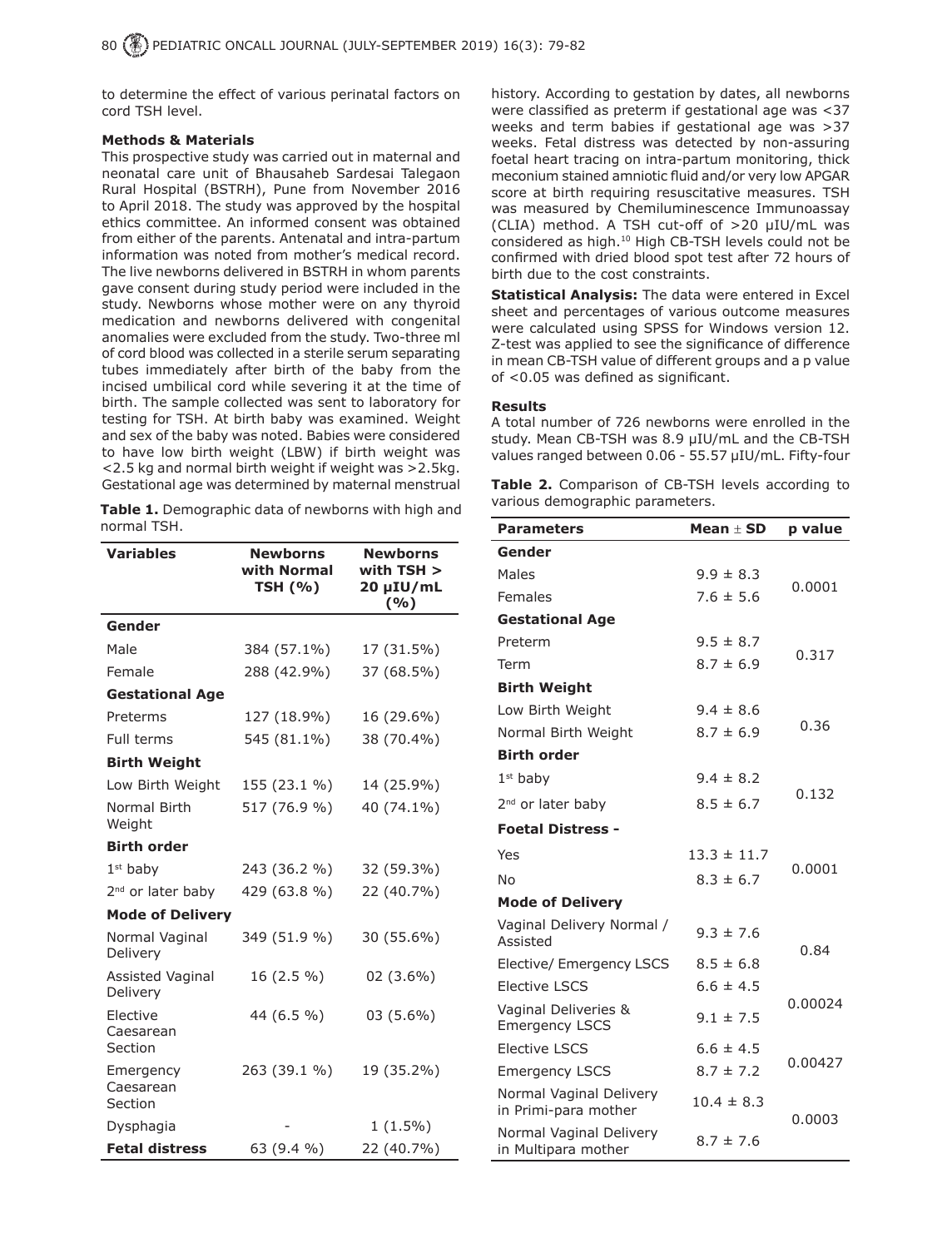to determine the effect of various perinatal factors on cord TSH level.

**Methods & Materials**

This prospective study was carried out in maternal and neonatal care unit of Bhausaheb Sardesai Talegaon Rural Hospital (BSTRH), Pune from November 2016 to April 2018. The study was approved by the hospital ethics committee. An informed consent was obtained from either of the parents. Antenatal and intra-partum information was noted from mother's medical record. The live newborns delivered in BSTRH in whom parents gave consent during study period were included in the study. Newborns whose mother were on any thyroid medication and newborns delivered with congenital anomalies were excluded from the study. Two-three ml of cord blood was collected in a sterile serum separating tubes immediately after birth of the baby from the incised umbilical cord while severing it at the time of birth. The sample collected was sent to laboratory for testing for TSH. At birth baby was examined. Weight and sex of the baby was noted. Babies were considered to have low birth weight (LBW) if birth weight was <2.5 kg and normal birth weight if weight was >2.5kg. Gestational age was determined by maternal menstrual history. According to gestation by dates, all newborns were classified as preterm if gestational age was <37 weeks and term babies if gestational age was >37 weeks. Fetal distress was detected by non-assuring foetal heart tracing on intra-partum monitoring, thick meconium stained amniotic fluid and/or very low APGAR score at birth requiring resuscitative measures. TSH was measured by Chemiluminescence Immunoassay (CLIA) method. A TSH cut-off of >20 µIU/mL was considered as high.[10] High CB-TSH levels could not be confirmed with dried blood spot test after 72 hours of birth due to the cost constraints.

**Table 1.** Demographic data of newborns with high and normal TSH.

| Variables | Newborns with Normal TSH (%) | Newborns with TSH > 20 µIU/mL (%) |
|---|---|---|
| **Gender** | | |
| Male | 384 (57.1%) | 17 (31.5%) |
| Female | 288 (42.9%) | 37 (68.5%) |
| **Gestational Age** | | |
| Preterms | 127 (18.9%) | 16 (29.6%) |
| Full terms | 545 (81.1%) | 38 (70.4%) |
| **Birth Weight** | | |
| Low Birth Weight | 155 (23.1 %) | 14 (25.9%) |
| Normal Birth Weight | 517 (76.9 %) | 40 (74.1%) |
| **Birth order** | | |
| 1st baby | 243 (36.2 %) | 32 (59.3%) |
| 2nd or later baby | 429 (63.8 %) | 22 (40.7%) |
| **Mode of Delivery** | | |
| Normal Vaginal Delivery | 349 (51.9 %) | 30 (55.6%) |
| Assisted Vaginal Delivery | 16 (2.5 %) | 02 (3.6%) |
| Elective Caesarean Section | 44 (6.5 %) | 03 (5.6%) |
| Emergency Caesarean Section | 263 (39.1 %) | 19 (35.2%) |
| Dysphagia | - | 1 (1.5%) |
| **Fetal distress** | 63 (9.4 %) | 22 (40.7%) |

**Statistical Analysis:** The data were entered in Excel sheet and percentages of various outcome measures were calculated using SPSS for Windows version 12. Z-test was applied to see the significance of difference in mean CB-TSH value of different groups and a p value of <0.05 was defined as significant.

**Results**

A total number of 726 newborns were enrolled in the study. Mean CB-TSH was 8.9 µIU/mL and the CB-TSH values ranged between 0.06 - 55.57 µIU/mL. Fifty-four

**Table 2.** Comparison of CB-TSH levels according to various demographic parameters.

| Parameters | Mean ± SD | p value |
|---|---|---|
| **Gender** | | |
| Males | 9.9 ± 8.3 | 0.0001 |
| Females | 7.6 ± 5.6 | |
| **Gestational Age** | | |
| Preterm | 9.5 ± 8.7 | 0.317 |
| Term | 8.7 ± 6.9 | |
| **Birth Weight** | | |
| Low Birth Weight | 9.4 ± 8.6 | 0.36 |
| Normal Birth Weight | 8.7 ± 6.9 | |
| **Birth order** | | |
| 1st baby | 9.4 ± 8.2 | 0.132 |
| 2nd or later baby | 8.5 ± 6.7 | |
| **Foetal Distress -** | | |
| Yes | 13.3 ± 11.7 | 0.0001 |
| No | 8.3 ± 6.7 | |
| **Mode of Delivery** | | |
| Vaginal Delivery Normal / Assisted | 9.3 ± 7.6 | 0.84 |
| Elective/ Emergency LSCS | 8.5 ± 6.8 | |
| Elective LSCS | 6.6 ± 4.5 | 0.00024 |
| Vaginal Deliveries & Emergency LSCS | 9.1 ± 7.5 | |
| Elective LSCS | 6.6 ± 4.5 | 0.00427 |
| Emergency LSCS | 8.7 ± 7.2 | |
| Normal Vaginal Delivery in Primi-para mother | 10.4 ± 8.3 | 0.0003 |
| Normal Vaginal Delivery in Multipara mother | 8.7 ± 7.6 | |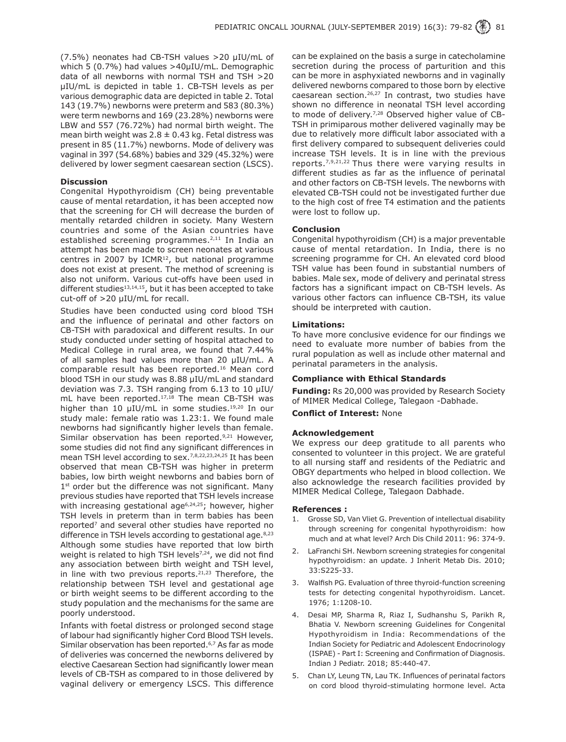(7.5%) neonates had CB-TSH values >20 µIU/mL of which 5 (0.7%) had values >40µIU/mL. Demographic data of all newborns with normal TSH and TSH >20 µIU/mL is depicted in table 1. CB-TSH levels as per various demographic data are depicted in table 2. Total 143 (19.7%) newborns were preterm and 583 (80.3%) were term newborns and 169 (23.28%) newborns were LBW and 557 (76.72%) had normal birth weight. The mean birth weight was 2.8 ± 0.43 kg. Fetal distress was present in 85 (11.7%) newborns. Mode of delivery was vaginal in 397 (54.68%) babies and 329 (45.32%) were delivered by lower segment caesarean section (LSCS).

**Discussion**

Congenital Hypothyroidism (CH) being preventable cause of mental retardation, it has been accepted now that the screening for CH will decrease the burden of mentally retarded children in society. Many Western countries and some of the Asian countries have established screening programmes.[2,11] In India an attempt has been made to screen neonates at various centres in 2007 by ICMR[12], but national programme does not exist at present. The method of screening is also not uniform. Various cut-offs have been used in different studies[13,14,15], but it has been accepted to take cut-off of >20 µIU/mL for recall.

Studies have been conducted using cord blood TSH and the influence of perinatal and other factors on CB-TSH with paradoxical and different results. In our study conducted under setting of hospital attached to Medical College in rural area, we found that 7.44% of all samples had values more than 20 µIU/mL. A comparable result has been reported.[16] Mean cord blood TSH in our study was 8.88 µIU/mL and standard deviation was 7.3. TSH ranging from 6.13 to 10 µIU/mL have been reported.[17,18] The mean CB-TSH was higher than 10 µIU/mL in some studies.[19,20] In our study male: female ratio was 1.23:1. We found male newborns had significantly higher levels than female. Similar observation has been reported.[9,21] However, some studies did not find any significant differences in mean TSH level according to sex.[7,8,22,23,24,25] It has been observed that mean CB-TSH was higher in preterm babies, low birth weight newborns and babies born of 1st order but the difference was not significant. Many previous studies have reported that TSH levels increase with increasing gestational age[6,24,25]; however, higher TSH levels in preterm than in term babies has been reported[7] and several other studies have reported no difference in TSH levels according to gestational age.[8,23] Although some studies have reported that low birth weight is related to high TSH levels[7,24], we did not find any association between birth weight and TSH level, in line with two previous reports.[21,23] Therefore, the relationship between TSH level and gestational age or birth weight seems to be different according to the study population and the mechanisms for the same are poorly understood.

Infants with foetal distress or prolonged second stage of labour had significantly higher Cord Blood TSH levels. Similar observation has been reported.[6,7] As far as mode of deliveries was concerned the newborns delivered by elective Caesarean Section had significantly lower mean levels of CB-TSH as compared to in those delivered by vaginal delivery or emergency LSCS. This difference can be explained on the basis a surge in catecholamine secretion during the process of parturition and this can be more in asphyxiated newborns and in vaginally delivered newborns compared to those born by elective caesarean section.[26,27] In contrast, two studies have shown no difference in neonatal TSH level according to mode of delivery.[7,28] Observed higher value of CB-TSH in primiparous mother delivered vaginally may be due to relatively more difficult labor associated with a first delivery compared to subsequent deliveries could increase TSH levels. It is in line with the previous reports.[7,9,21,22] Thus there were varying results in different studies as far as the influence of perinatal and other factors on CB-TSH levels. The newborns with elevated CB-TSH could not be investigated further due to the high cost of free T4 estimation and the patients were lost to follow up.

**Conclusion**

Congenital hypothyroidism (CH) is a major preventable cause of mental retardation. In India, there is no screening programme for CH. An elevated cord blood TSH value has been found in substantial numbers of babies. Male sex, mode of delivery and perinatal stress factors has a significant impact on CB-TSH levels. As various other factors can influence CB-TSH, its value should be interpreted with caution.

**Limitations:**

To have more conclusive evidence for our findings we need to evaluate more number of babies from the rural population as well as include other maternal and perinatal parameters in the analysis.

**Compliance with Ethical Standards**

**Funding:** Rs 20,000 was provided by Research Society of MIMER Medical College, Talegaon -Dabhade.

**Conflict of Interest:** None

**Acknowledgement**

We express our deep gratitude to all parents who consented to volunteer in this project. We are grateful to all nursing staff and residents of the Pediatric and OBGY departments who helped in blood collection. We also acknowledge the research facilities provided by MIMER Medical College, Talegaon Dabhade.

**References :**

1. Grosse SD, Van Vliet G. Prevention of intellectual disability through screening for congenital hypothyroidism: how much and at what level? Arch Dis Child 2011: 96: 374-9.
2. LaFranchi SH. Newborn screening strategies for congenital hypothyroidism: an update. J Inherit Metab Dis. 2010; 33:S225-33.
3. Walfish PG. Evaluation of three thyroid-function screening tests for detecting congenital hypothyroidism. Lancet. 1976; 1:1208-10.
4. Desai MP, Sharma R, Riaz I, Sudhanshu S, Parikh R, Bhatia V. Newborn screening Guidelines for Congenital Hypothyroidism in India: Recommendations of the Indian Society for Pediatric and Adolescent Endocrinology (ISPAE) - Part I: Screening and Confirmation of Diagnosis. Indian J Pediatr. 2018; 85:440-47.
5. Chan LY, Leung TN, Lau TK. Influences of perinatal factors on cord blood thyroid-stimulating hormone level. Acta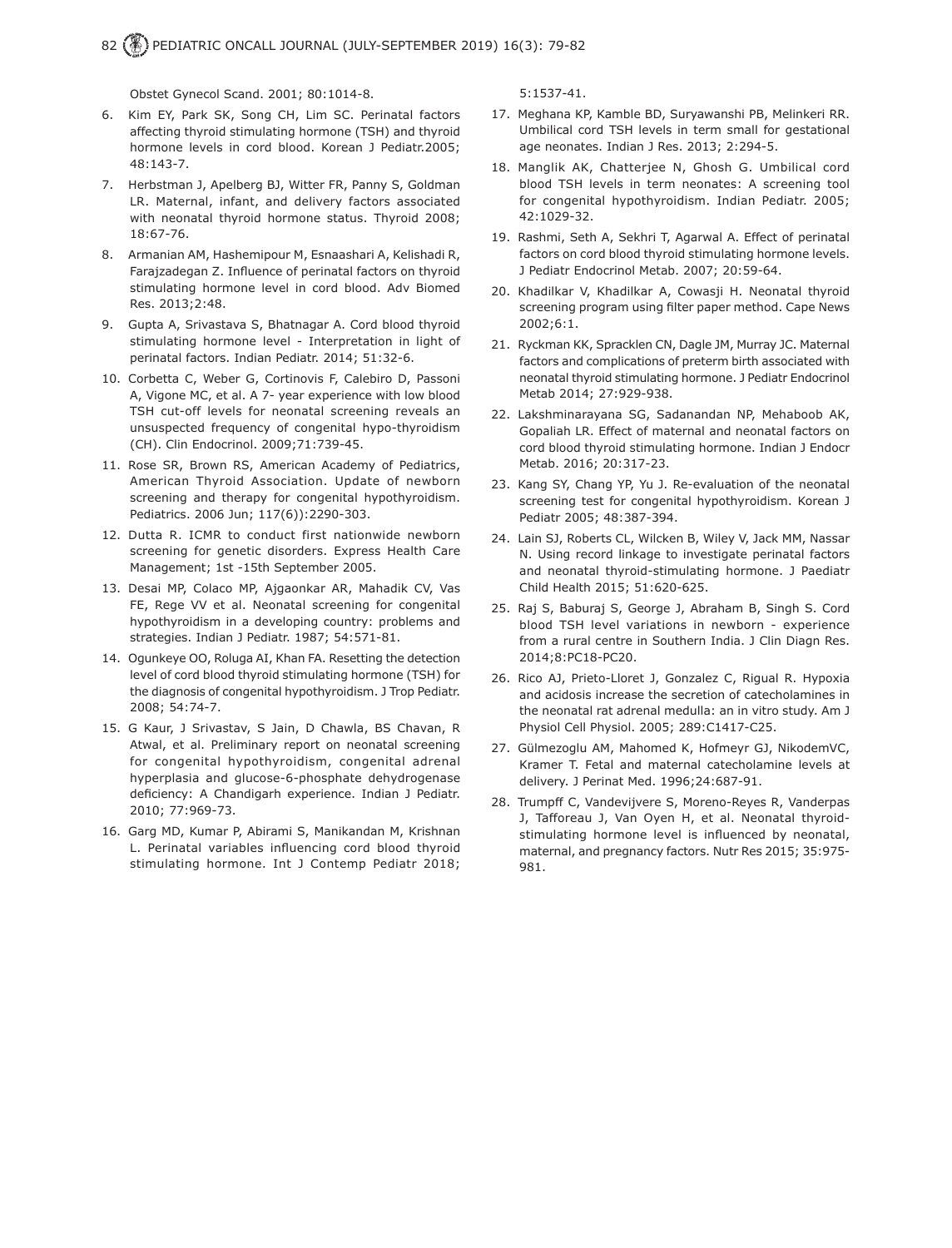Obstet Gynecol Scand. 2001; 80:1014-8.

6. Kim EY, Park SK, Song CH, Lim SC. Perinatal factors affecting thyroid stimulating hormone (TSH) and thyroid hormone levels in cord blood. Korean J Pediatr.2005; 48:143-7.
7. Herbstman J, Apelberg BJ, Witter FR, Panny S, Goldman LR. Maternal, infant, and delivery factors associated with neonatal thyroid hormone status. Thyroid 2008; 18:67-76.
8. Armanian AM, Hashemipour M, Esnaashari A, Kelishadi R, Farajzadegan Z. Influence of perinatal factors on thyroid stimulating hormone level in cord blood. Adv Biomed Res. 2013;2:48.
9. Gupta A, Srivastava S, Bhatnagar A. Cord blood thyroid stimulating hormone level - Interpretation in light of perinatal factors. Indian Pediatr. 2014; 51:32-6.
10. Corbetta C, Weber G, Cortinovis F, Calebiro D, Passoni A, Vigone MC, et al. A 7- year experience with low blood TSH cut-off levels for neonatal screening reveals an unsuspected frequency of congenital hypo-thyroidism (CH). Clin Endocrinol. 2009;71:739-45.
11. Rose SR, Brown RS, American Academy of Pediatrics, American Thyroid Association. Update of newborn screening and therapy for congenital hypothyroidism. Pediatrics. 2006 Jun; 117(6)):2290-303.
12. Dutta R. ICMR to conduct first nationwide newborn screening for genetic disorders. Express Health Care Management; 1st -15th September 2005.
13. Desai MP, Colaco MP, Ajgaonkar AR, Mahadik CV, Vas FE, Rege VV et al. Neonatal screening for congenital hypothyroidism in a developing country: problems and strategies. Indian J Pediatr. 1987; 54:571-81.
14. Ogunkeye OO, Roluga AI, Khan FA. Resetting the detection level of cord blood thyroid stimulating hormone (TSH) for the diagnosis of congenital hypothyroidism. J Trop Pediatr. 2008; 54:74-7.
15. G Kaur, J Srivastav, S Jain, D Chawla, BS Chavan, R Atwal, et al. Preliminary report on neonatal screening for congenital hypothyroidism, congenital adrenal hyperplasia and glucose-6-phosphate dehydrogenase deficiency: A Chandigarh experience. Indian J Pediatr. 2010; 77:969-73.
16. Garg MD, Kumar P, Abirami S, Manikandan M, Krishnan L. Perinatal variables influencing cord blood thyroid stimulating hormone. Int J Contemp Pediatr 2018; 5:1537-41.
17. Meghana KP, Kamble BD, Suryawanshi PB, Melinkeri RR. Umbilical cord TSH levels in term small for gestational age neonates. Indian J Res. 2013; 2:294-5.
18. Manglik AK, Chatterjee N, Ghosh G. Umbilical cord blood TSH levels in term neonates: A screening tool for congenital hypothyroidism. Indian Pediatr. 2005; 42:1029-32.
19. Rashmi, Seth A, Sekhri T, Agarwal A. Effect of perinatal factors on cord blood thyroid stimulating hormone levels. J Pediatr Endocrinol Metab. 2007; 20:59-64.
20. Khadilkar V, Khadilkar A, Cowasji H. Neonatal thyroid screening program using filter paper method. Cape News 2002;6:1.
21. Ryckman KK, Spracklen CN, Dagle JM, Murray JC. Maternal factors and complications of preterm birth associated with neonatal thyroid stimulating hormone. J Pediatr Endocrinol Metab 2014; 27:929-938.
22. Lakshminarayana SG, Sadanandan NP, Mehaboob AK, Gopaliah LR. Effect of maternal and neonatal factors on cord blood thyroid stimulating hormone. Indian J Endocr Metab. 2016; 20:317-23.
23. Kang SY, Chang YP, Yu J. Re-evaluation of the neonatal screening test for congenital hypothyroidism. Korean J Pediatr 2005; 48:387-394.
24. Lain SJ, Roberts CL, Wilcken B, Wiley V, Jack MM, Nassar N. Using record linkage to investigate perinatal factors and neonatal thyroid-stimulating hormone. J Paediatr Child Health 2015; 51:620-625.
25. Raj S, Baburaj S, George J, Abraham B, Singh S. Cord blood TSH level variations in newborn - experience from a rural centre in Southern India. J Clin Diagn Res. 2014;8:PC18-PC20.
26. Rico AJ, Prieto-Lloret J, Gonzalez C, Rigual R. Hypoxia and acidosis increase the secretion of catecholamines in the neonatal rat adrenal medulla: an in vitro study. Am J Physiol Cell Physiol. 2005; 289:C1417-C25.
27. Gülmezoglu AM, Mahomed K, Hofmeyr GJ, NikodemVC, Kramer T. Fetal and maternal catecholamine levels at delivery. J Perinat Med. 1996;24:687-91.
28. Trumpff C, Vandevijvere S, Moreno-Reyes R, Vanderpas J, Tafforeau J, Van Oyen H, et al. Neonatal thyroid-stimulating hormone level is influenced by neonatal, maternal, and pregnancy factors. Nutr Res 2015; 35:975-981.